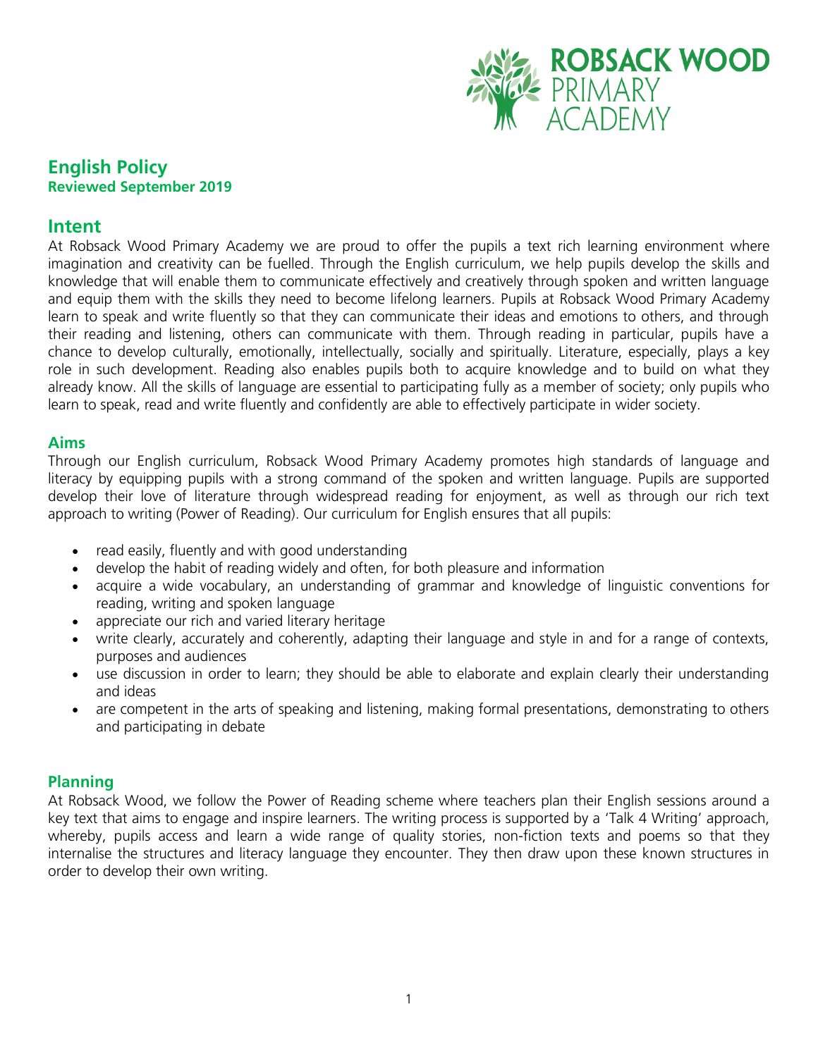ROBSACK WOOD PRIMARY ACADEMY

# English Policy

**Reviewed September 2019**

## Intent

At Robsack Wood Primary Academy we are proud to offer the pupils a text rich learning environment where imagination and creativity can be fuelled. Through the English curriculum, we help pupils develop the skills and knowledge that will enable them to communicate effectively and creatively through spoken and written language and equip them with the skills they need to become lifelong learners. Pupils at Robsack Wood Primary Academy learn to speak and write fluently so that they can communicate their ideas and emotions to others, and through their reading and listening, others can communicate with them. Through reading in particular, pupils have a chance to develop culturally, emotionally, intellectually, socially and spiritually. Literature, especially, plays a key role in such development. Reading also enables pupils both to acquire knowledge and to build on what they already know. All the skills of language are essential to participating fully as a member of society; only pupils who learn to speak, read and write fluently and confidently are able to effectively participate in wider society.

### Aims

Through our English curriculum, Robsack Wood Primary Academy promotes high standards of language and literacy by equipping pupils with a strong command of the spoken and written language. Pupils are supported develop their love of literature through widespread reading for enjoyment, as well as through our rich text approach to writing (Power of Reading). Our curriculum for English ensures that all pupils:

- read easily, fluently and with good understanding
- develop the habit of reading widely and often, for both pleasure and information
- acquire a wide vocabulary, an understanding of grammar and knowledge of linguistic conventions for reading, writing and spoken language
- appreciate our rich and varied literary heritage
- write clearly, accurately and coherently, adapting their language and style in and for a range of contexts, purposes and audiences
- use discussion in order to learn; they should be able to elaborate and explain clearly their understanding and ideas
- are competent in the arts of speaking and listening, making formal presentations, demonstrating to others and participating in debate

### Planning

At Robsack Wood, we follow the Power of Reading scheme where teachers plan their English sessions around a key text that aims to engage and inspire learners. The writing process is supported by a 'Talk 4 Writing' approach, whereby, pupils access and learn a wide range of quality stories, non-fiction texts and poems so that they internalise the structures and literacy language they encounter. They then draw upon these known structures in order to develop their own writing.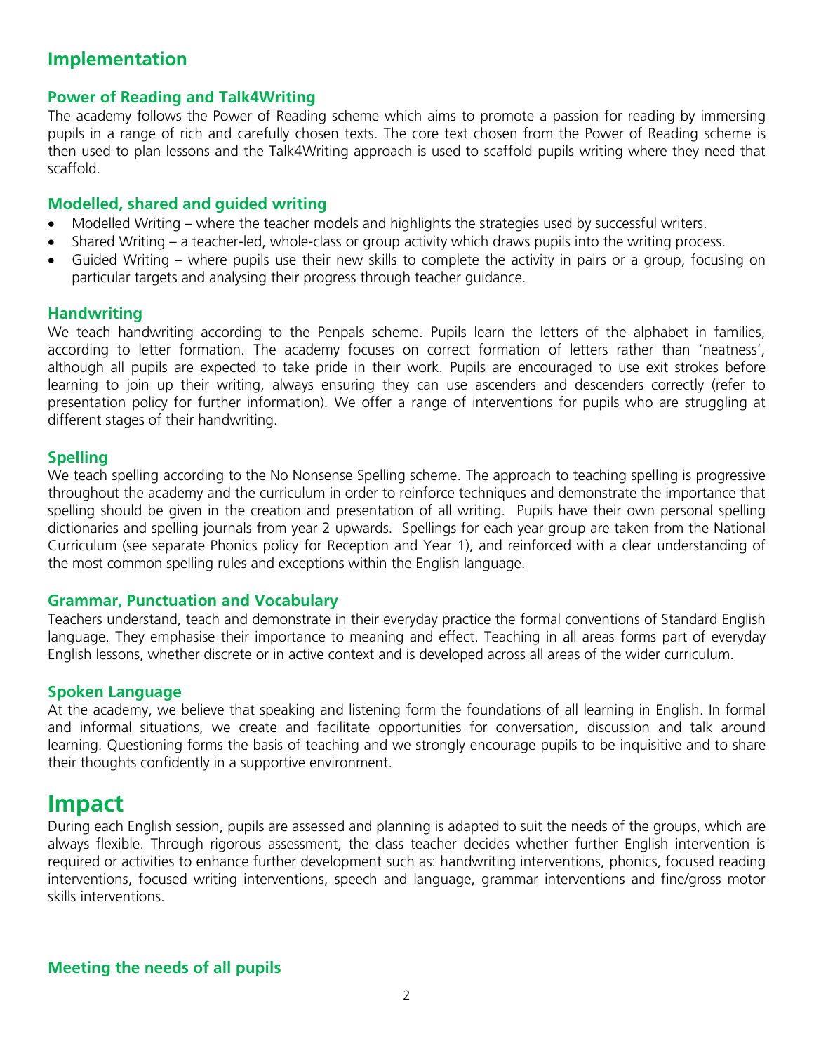## Implementation

### Power of Reading and Talk4Writing

The academy follows the Power of Reading scheme which aims to promote a passion for reading by immersing pupils in a range of rich and carefully chosen texts. The core text chosen from the Power of Reading scheme is then used to plan lessons and the Talk4Writing approach is used to scaffold pupils writing where they need that scaffold.

### Modelled, shared and guided writing

- Modelled Writing – where the teacher models and highlights the strategies used by successful writers.
- Shared Writing – a teacher-led, whole-class or group activity which draws pupils into the writing process.
- Guided Writing – where pupils use their new skills to complete the activity in pairs or a group, focusing on particular targets and analysing their progress through teacher guidance.

### Handwriting

We teach handwriting according to the Penpals scheme. Pupils learn the letters of the alphabet in families, according to letter formation. The academy focuses on correct formation of letters rather than 'neatness', although all pupils are expected to take pride in their work. Pupils are encouraged to use exit strokes before learning to join up their writing, always ensuring they can use ascenders and descenders correctly (refer to presentation policy for further information). We offer a range of interventions for pupils who are struggling at different stages of their handwriting.

### Spelling

We teach spelling according to the No Nonsense Spelling scheme. The approach to teaching spelling is progressive throughout the academy and the curriculum in order to reinforce techniques and demonstrate the importance that spelling should be given in the creation and presentation of all writing. Pupils have their own personal spelling dictionaries and spelling journals from year 2 upwards. Spellings for each year group are taken from the National Curriculum (see separate Phonics policy for Reception and Year 1), and reinforced with a clear understanding of the most common spelling rules and exceptions within the English language.

### Grammar, Punctuation and Vocabulary

Teachers understand, teach and demonstrate in their everyday practice the formal conventions of Standard English language. They emphasise their importance to meaning and effect. Teaching in all areas forms part of everyday English lessons, whether discrete or in active context and is developed across all areas of the wider curriculum.

### Spoken Language

At the academy, we believe that speaking and listening form the foundations of all learning in English. In formal and informal situations, we create and facilitate opportunities for conversation, discussion and talk around learning. Questioning forms the basis of teaching and we strongly encourage pupils to be inquisitive and to share their thoughts confidently in a supportive environment.

# Impact

During each English session, pupils are assessed and planning is adapted to suit the needs of the groups, which are always flexible. Through rigorous assessment, the class teacher decides whether further English intervention is required or activities to enhance further development such as: handwriting interventions, phonics, focused reading interventions, focused writing interventions, speech and language, grammar interventions and fine/gross motor skills interventions.

### Meeting the needs of all pupils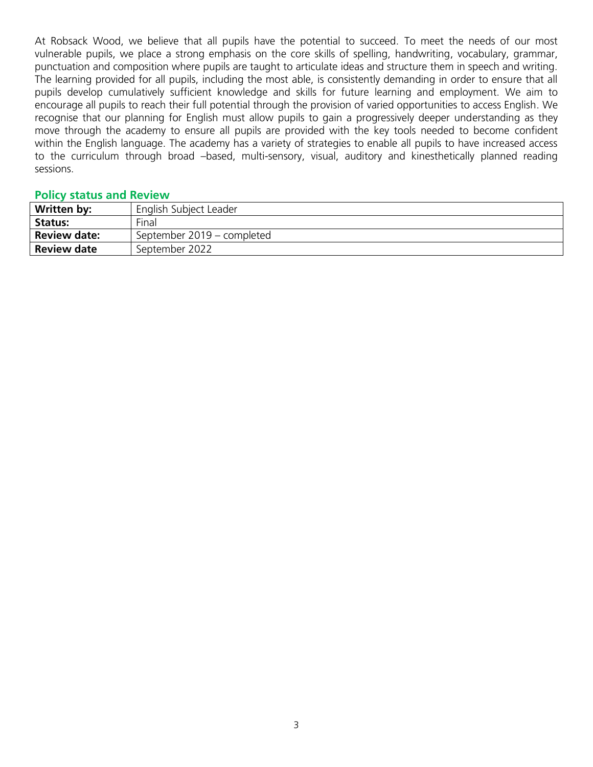At Robsack Wood, we believe that all pupils have the potential to succeed. To meet the needs of our most vulnerable pupils, we place a strong emphasis on the core skills of spelling, handwriting, vocabulary, grammar, punctuation and composition where pupils are taught to articulate ideas and structure them in speech and writing. The learning provided for all pupils, including the most able, is consistently demanding in order to ensure that all pupils develop cumulatively sufficient knowledge and skills for future learning and employment. We aim to encourage all pupils to reach their full potential through the provision of varied opportunities to access English. We recognise that our planning for English must allow pupils to gain a progressively deeper understanding as they move through the academy to ensure all pupils are provided with the key tools needed to become confident within the English language. The academy has a variety of strategies to enable all pupils to have increased access to the curriculum through broad –based, multi-sensory, visual, auditory and kinesthetically planned reading sessions.

## Policy status and Review

| | |
|---|---|
| **Written by:** | English Subject Leader |
| **Status:** | Final |
| **Review date:** | September 2019 – completed |
| **Review date** | September 2022 |